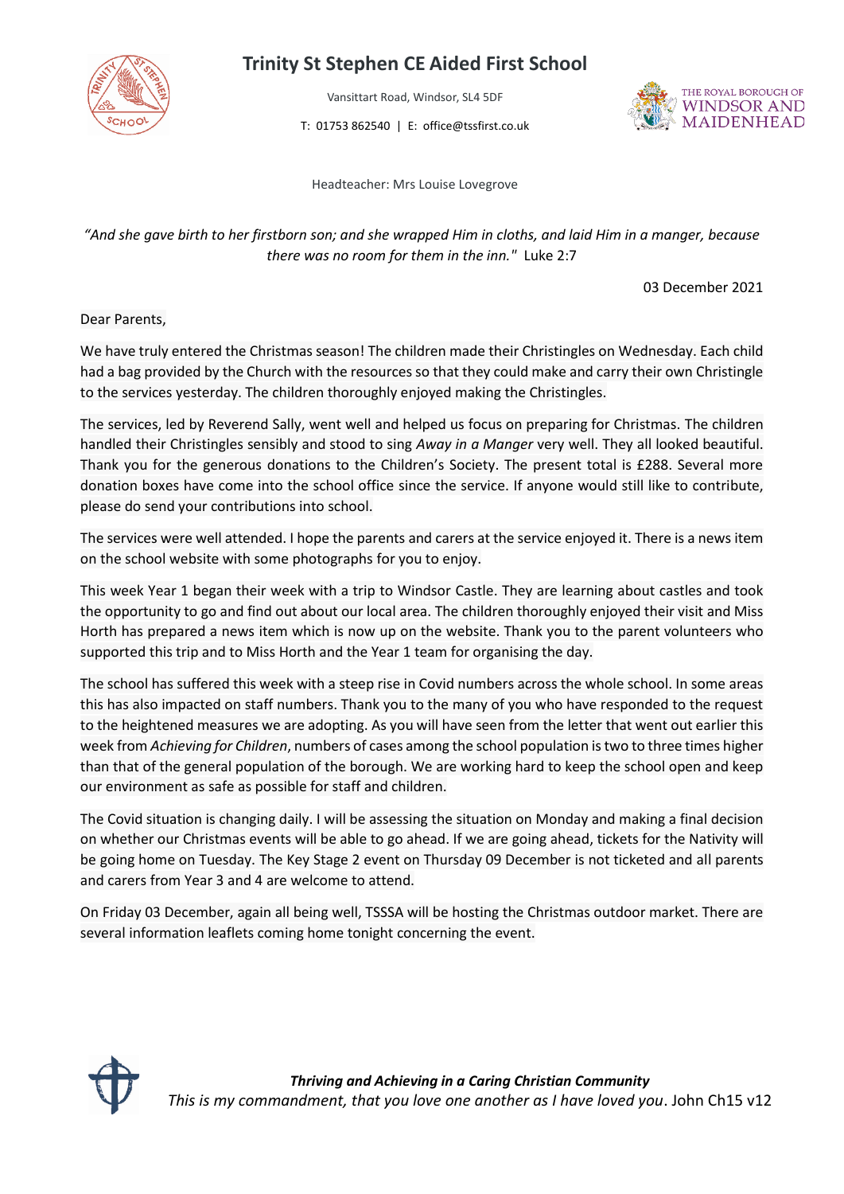# Trinity St Stephen CE Aided First School

Vansittart Road, Windsor, SL4 5DF

T: 01753 862540 | E: office@tssfirst.co.uk

Headteacher: Mrs Louise Lovegrove

*"And she gave birth to her firstborn son; and she wrapped Him in cloths, and laid Him in a manger, because there was no room for them in the inn."* Luke 2:7

03 December 2021

Dear Parents,

We have truly entered the Christmas season! The children made their Christingles on Wednesday. Each child had a bag provided by the Church with the resources so that they could make and carry their own Christingle to the services yesterday. The children thoroughly enjoyed making the Christingles.

The services, led by Reverend Sally, went well and helped us focus on preparing for Christmas. The children handled their Christingles sensibly and stood to sing *Away in a Manger* very well. They all looked beautiful. Thank you for the generous donations to the Children's Society. The present total is £288. Several more donation boxes have come into the school office since the service. If anyone would still like to contribute, please do send your contributions into school.

The services were well attended. I hope the parents and carers at the service enjoyed it. There is a news item on the school website with some photographs for you to enjoy.

This week Year 1 began their week with a trip to Windsor Castle. They are learning about castles and took the opportunity to go and find out about our local area. The children thoroughly enjoyed their visit and Miss Horth has prepared a news item which is now up on the website. Thank you to the parent volunteers who supported this trip and to Miss Horth and the Year 1 team for organising the day.

The school has suffered this week with a steep rise in Covid numbers across the whole school. In some areas this has also impacted on staff numbers. Thank you to the many of you who have responded to the request to the heightened measures we are adopting. As you will have seen from the letter that went out earlier this week from *Achieving for Children*, numbers of cases among the school population is two to three times higher than that of the general population of the borough. We are working hard to keep the school open and keep our environment as safe as possible for staff and children.

The Covid situation is changing daily. I will be assessing the situation on Monday and making a final decision on whether our Christmas events will be able to go ahead. If we are going ahead, tickets for the Nativity will be going home on Tuesday. The Key Stage 2 event on Thursday 09 December is not ticketed and all parents and carers from Year 3 and 4 are welcome to attend.

On Friday 03 December, again all being well, TSSSA will be hosting the Christmas outdoor market. There are several information leaflets coming home tonight concerning the event.

***Thriving and Achieving in a Caring Christian Community***

*This is my commandment, that you love one another as I have loved you*. John Ch15 v12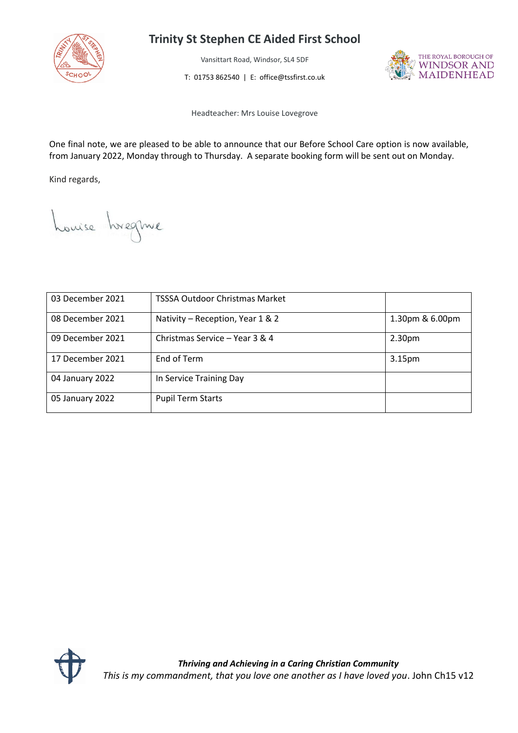# Trinity St Stephen CE Aided First School

Vansittart Road, Windsor, SL4 5DF

T: 01753 862540 | E: office@tssfirst.co.uk

Headteacher: Mrs Louise Lovegrove

One final note, we are pleased to be able to announce that our Before School Care option is now available, from January 2022, Monday through to Thursday. A separate booking form will be sent out on Monday.

Kind regards,

Louise Lovegrove

| | | |
|---|---|---|
| 03 December 2021 | TSSSA Outdoor Christmas Market | |
| 08 December 2021 | Nativity – Reception, Year 1 & 2 | 1.30pm & 6.00pm |
| 09 December 2021 | Christmas Service – Year 3 & 4 | 2.30pm |
| 17 December 2021 | End of Term | 3.15pm |
| 04 January 2022 | In Service Training Day | |
| 05 January 2022 | Pupil Term Starts | |

***Thriving and Achieving in a Caring Christian Community***

*This is my commandment, that you love one another as I have loved you*. John Ch15 v12